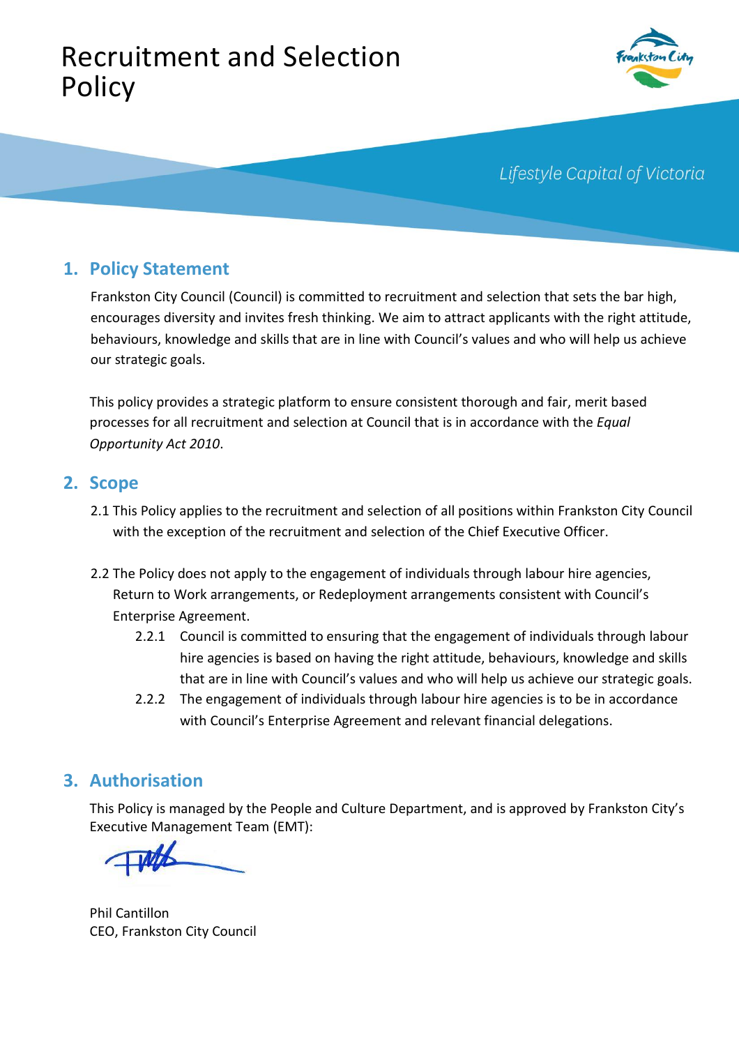# Recruitment and Selection Policy

*Lifestyle Capital of Victoria*

## 1. Policy Statement

Frankston City Council (Council) is committed to recruitment and selection that sets the bar high, encourages diversity and invites fresh thinking. We aim to attract applicants with the right attitude, behaviours, knowledge and skills that are in line with Council's values and who will help us achieve our strategic goals.

This policy provides a strategic platform to ensure consistent thorough and fair, merit based processes for all recruitment and selection at Council that is in accordance with the *Equal Opportunity Act 2010*.

## 2. Scope

2.1 This Policy applies to the recruitment and selection of all positions within Frankston City Council with the exception of the recruitment and selection of the Chief Executive Officer.

2.2 The Policy does not apply to the engagement of individuals through labour hire agencies, Return to Work arrangements, or Redeployment arrangements consistent with Council's Enterprise Agreement.

- 2.2.1 Council is committed to ensuring that the engagement of individuals through labour hire agencies is based on having the right attitude, behaviours, knowledge and skills that are in line with Council's values and who will help us achieve our strategic goals.
- 2.2.2 The engagement of individuals through labour hire agencies is to be in accordance with Council's Enterprise Agreement and relevant financial delegations.

## 3. Authorisation

This Policy is managed by the People and Culture Department, and is approved by Frankston City's Executive Management Team (EMT):

Phil Cantillon
CEO, Frankston City Council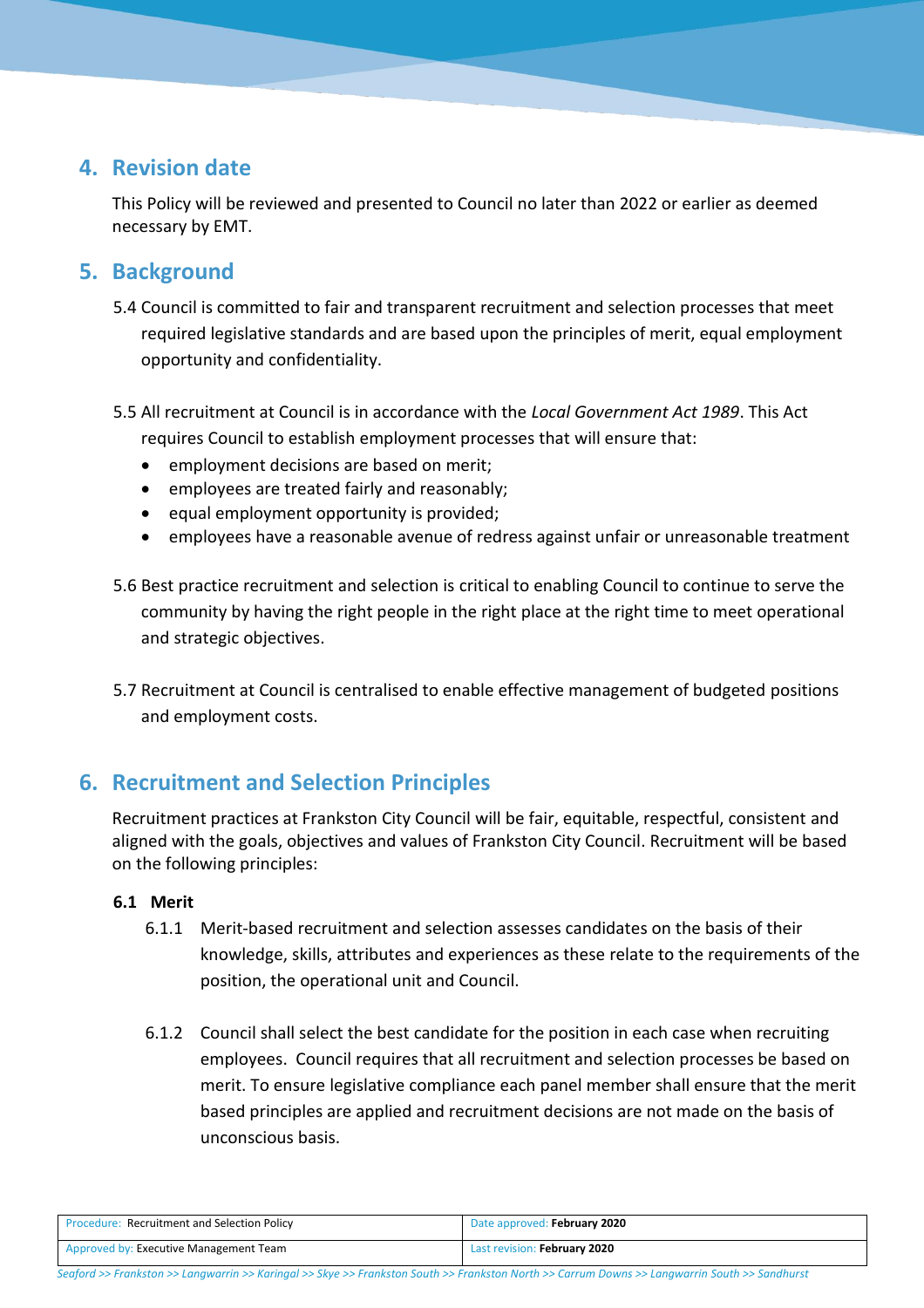## 4. Revision date

This Policy will be reviewed and presented to Council no later than 2022 or earlier as deemed necessary by EMT.

## 5. Background

5.4 Council is committed to fair and transparent recruitment and selection processes that meet required legislative standards and are based upon the principles of merit, equal employment opportunity and confidentiality.

5.5 All recruitment at Council is in accordance with the *Local Government Act 1989*. This Act requires Council to establish employment processes that will ensure that:

- employment decisions are based on merit;
- employees are treated fairly and reasonably;
- equal employment opportunity is provided;
- employees have a reasonable avenue of redress against unfair or unreasonable treatment

5.6 Best practice recruitment and selection is critical to enabling Council to continue to serve the community by having the right people in the right place at the right time to meet operational and strategic objectives.

5.7 Recruitment at Council is centralised to enable effective management of budgeted positions and employment costs.

## 6. Recruitment and Selection Principles

Recruitment practices at Frankston City Council will be fair, equitable, respectful, consistent and aligned with the goals, objectives and values of Frankston City Council. Recruitment will be based on the following principles:

### 6.1 Merit

6.1.1 Merit-based recruitment and selection assesses candidates on the basis of their knowledge, skills, attributes and experiences as these relate to the requirements of the position, the operational unit and Council.

6.1.2 Council shall select the best candidate for the position in each case when recruiting employees. Council requires that all recruitment and selection processes be based on merit. To ensure legislative compliance each panel member shall ensure that the merit based principles are applied and recruitment decisions are not made on the basis of unconscious basis.

| Procedure: Recruitment and Selection Policy | Date approved: **February 2020** |
|---|---|
| Approved by: Executive Management Team | Last revision: **February 2020** |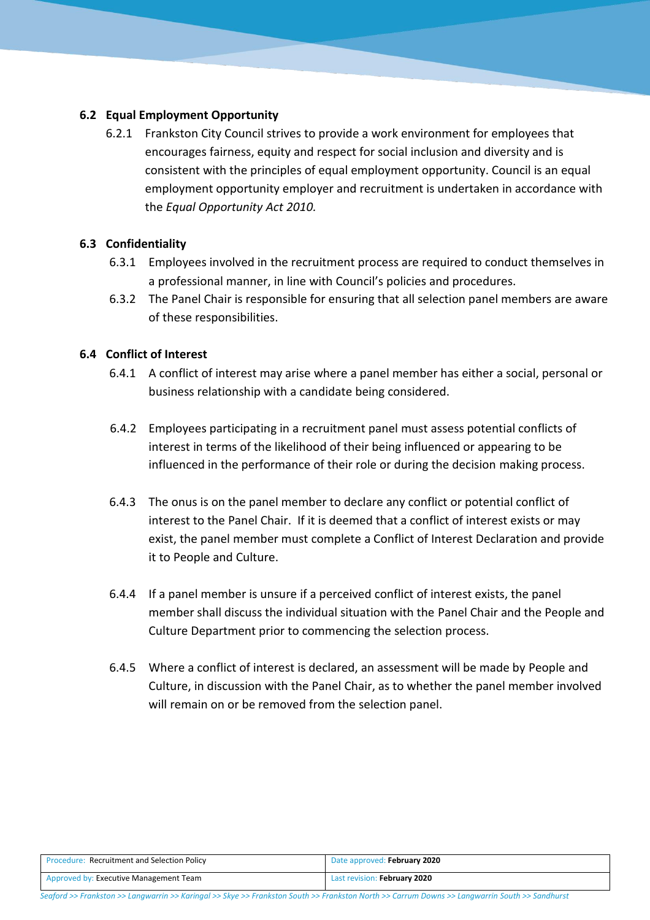### 6.2 Equal Employment Opportunity

6.2.1 Frankston City Council strives to provide a work environment for employees that encourages fairness, equity and respect for social inclusion and diversity and is consistent with the principles of equal employment opportunity. Council is an equal employment opportunity employer and recruitment is undertaken in accordance with the *Equal Opportunity Act 2010.*

### 6.3 Confidentiality

6.3.1 Employees involved in the recruitment process are required to conduct themselves in a professional manner, in line with Council's policies and procedures.

6.3.2 The Panel Chair is responsible for ensuring that all selection panel members are aware of these responsibilities.

### 6.4 Conflict of Interest

6.4.1 A conflict of interest may arise where a panel member has either a social, personal or business relationship with a candidate being considered.

6.4.2 Employees participating in a recruitment panel must assess potential conflicts of interest in terms of the likelihood of their being influenced or appearing to be influenced in the performance of their role or during the decision making process.

6.4.3 The onus is on the panel member to declare any conflict or potential conflict of interest to the Panel Chair. If it is deemed that a conflict of interest exists or may exist, the panel member must complete a Conflict of Interest Declaration and provide it to People and Culture.

6.4.4 If a panel member is unsure if a perceived conflict of interest exists, the panel member shall discuss the individual situation with the Panel Chair and the People and Culture Department prior to commencing the selection process.

6.4.5 Where a conflict of interest is declared, an assessment will be made by People and Culture, in discussion with the Panel Chair, as to whether the panel member involved will remain on or be removed from the selection panel.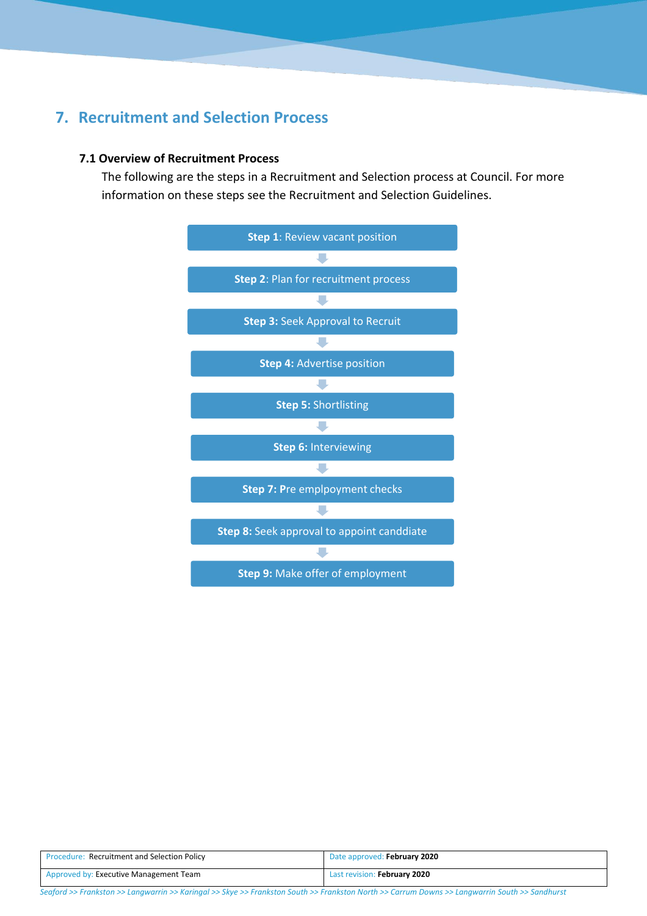## 7. Recruitment and Selection Process

### 7.1 Overview of Recruitment Process

The following are the steps in a Recruitment and Selection process at Council. For more information on these steps see the Recruitment and Selection Guidelines.

**Step 1**: Review vacant position

↓

**Step 2**: Plan for recruitment process

↓

**Step 3:** Seek Approval to Recruit

↓

**Step 4:** Advertise position

↓

**Step 5:** Shortlisting

↓

**Step 6:** Interviewing

↓

**Step 7:** Pre emplpoyment checks

↓

**Step 8:** Seek approval to appoint canddiate

↓

**Step 9:** Make offer of employment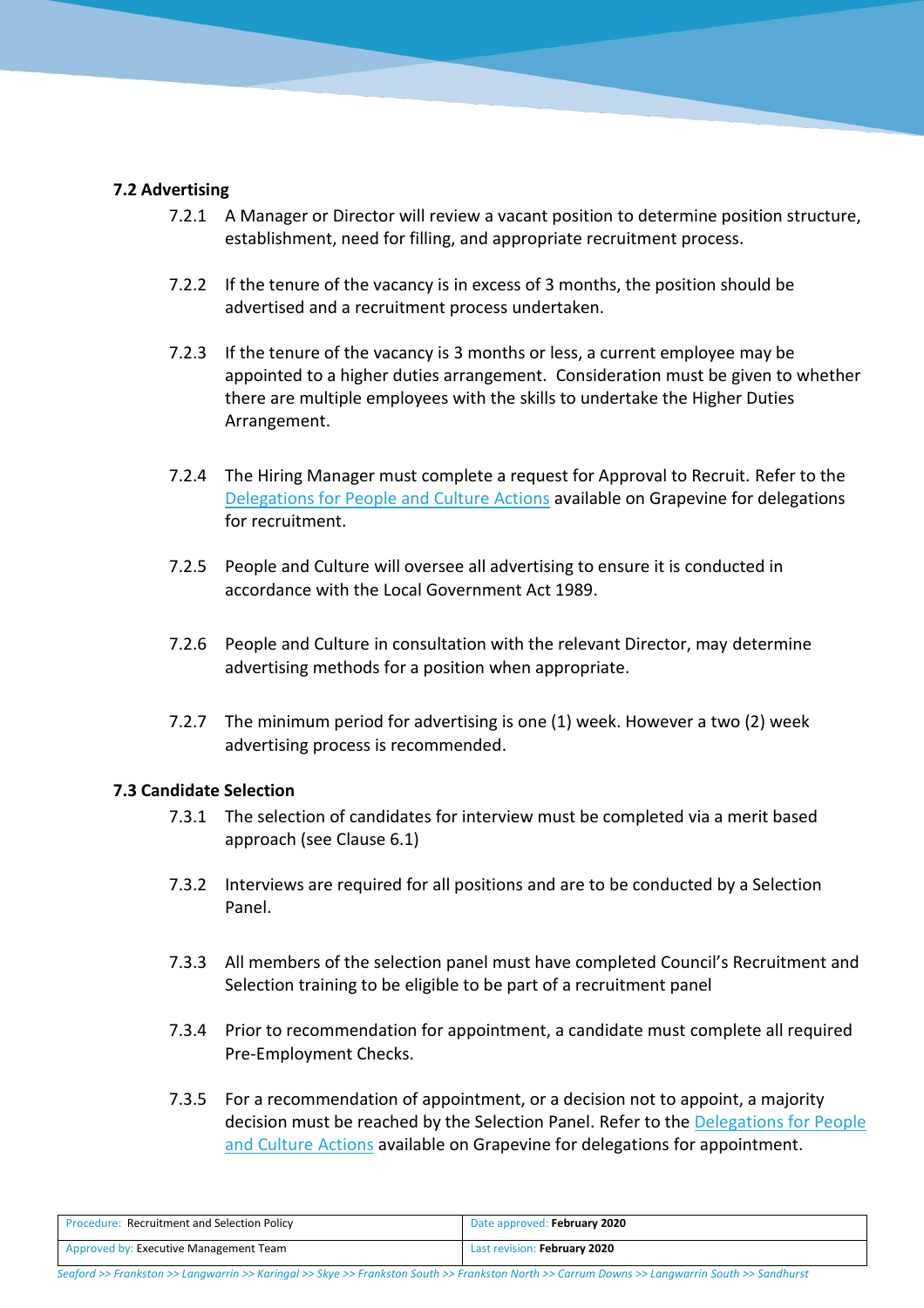### 7.2 Advertising

7.2.1 A Manager or Director will review a vacant position to determine position structure, establishment, need for filling, and appropriate recruitment process.

7.2.2 If the tenure of the vacancy is in excess of 3 months, the position should be advertised and a recruitment process undertaken.

7.2.3 If the tenure of the vacancy is 3 months or less, a current employee may be appointed to a higher duties arrangement. Consideration must be given to whether there are multiple employees with the skills to undertake the Higher Duties Arrangement.

7.2.4 The Hiring Manager must complete a request for Approval to Recruit. Refer to the Delegations for People and Culture Actions available on Grapevine for delegations for recruitment.

7.2.5 People and Culture will oversee all advertising to ensure it is conducted in accordance with the Local Government Act 1989.

7.2.6 People and Culture in consultation with the relevant Director, may determine advertising methods for a position when appropriate.

7.2.7 The minimum period for advertising is one (1) week. However a two (2) week advertising process is recommended.

### 7.3 Candidate Selection

7.3.1 The selection of candidates for interview must be completed via a merit based approach (see Clause 6.1)

7.3.2 Interviews are required for all positions and are to be conducted by a Selection Panel.

7.3.3 All members of the selection panel must have completed Council's Recruitment and Selection training to be eligible to be part of a recruitment panel

7.3.4 Prior to recommendation for appointment, a candidate must complete all required Pre-Employment Checks.

7.3.5 For a recommendation of appointment, or a decision not to appoint, a majority decision must be reached by the Selection Panel. Refer to the Delegations for People and Culture Actions available on Grapevine for delegations for appointment.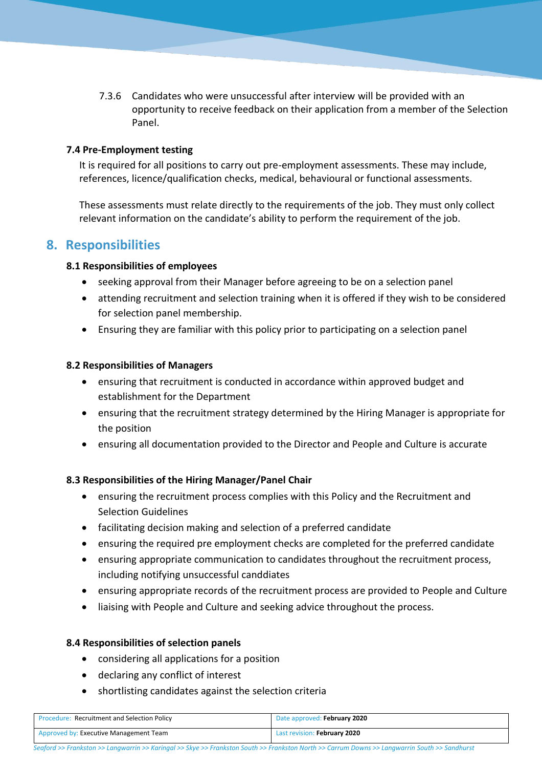7.3.6 Candidates who were unsuccessful after interview will be provided with an opportunity to receive feedback on their application from a member of the Selection Panel.

### 7.4 Pre-Employment testing

It is required for all positions to carry out pre-employment assessments. These may include, references, licence/qualification checks, medical, behavioural or functional assessments.

These assessments must relate directly to the requirements of the job. They must only collect relevant information on the candidate's ability to perform the requirement of the job.

## 8. Responsibilities

### 8.1 Responsibilities of employees

- seeking approval from their Manager before agreeing to be on a selection panel
- attending recruitment and selection training when it is offered if they wish to be considered for selection panel membership.
- Ensuring they are familiar with this policy prior to participating on a selection panel

### 8.2 Responsibilities of Managers

- ensuring that recruitment is conducted in accordance within approved budget and establishment for the Department
- ensuring that the recruitment strategy determined by the Hiring Manager is appropriate for the position
- ensuring all documentation provided to the Director and People and Culture is accurate

### 8.3 Responsibilities of the Hiring Manager/Panel Chair

- ensuring the recruitment process complies with this Policy and the Recruitment and Selection Guidelines
- facilitating decision making and selection of a preferred candidate
- ensuring the required pre employment checks are completed for the preferred candidate
- ensuring appropriate communication to candidates throughout the recruitment process, including notifying unsuccessful canddiates
- ensuring appropriate records of the recruitment process are provided to People and Culture
- liaising with People and Culture and seeking advice throughout the process.

### 8.4 Responsibilities of selection panels

- considering all applications for a position
- declaring any conflict of interest
- shortlisting candidates against the selection criteria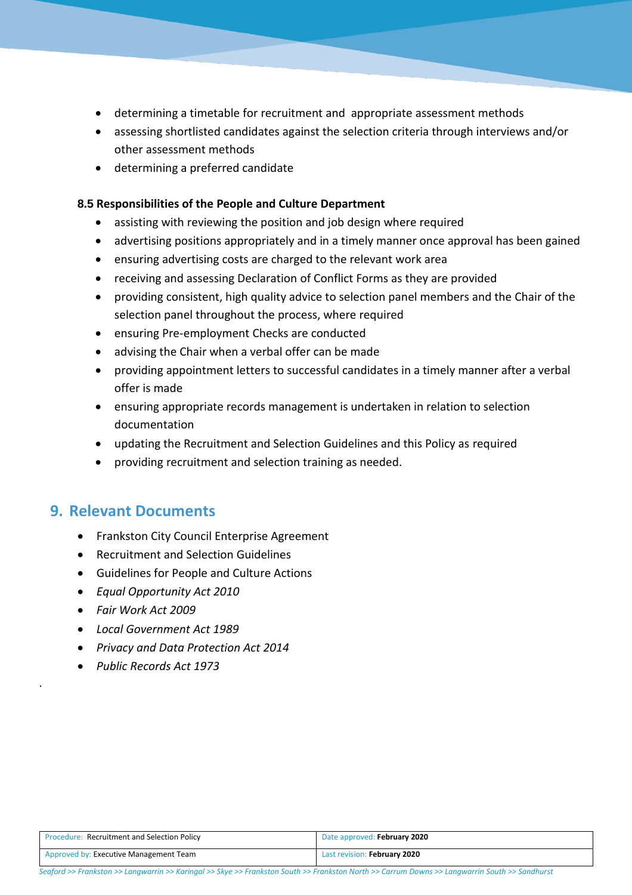- determining a timetable for recruitment and appropriate assessment methods
- assessing shortlisted candidates against the selection criteria through interviews and/or other assessment methods
- determining a preferred candidate

**8.5 Responsibilities of the People and Culture Department**

- assisting with reviewing the position and job design where required
- advertising positions appropriately and in a timely manner once approval has been gained
- ensuring advertising costs are charged to the relevant work area
- receiving and assessing Declaration of Conflict Forms as they are provided
- providing consistent, high quality advice to selection panel members and the Chair of the selection panel throughout the process, where required
- ensuring Pre-employment Checks are conducted
- advising the Chair when a verbal offer can be made
- providing appointment letters to successful candidates in a timely manner after a verbal offer is made
- ensuring appropriate records management is undertaken in relation to selection documentation
- updating the Recruitment and Selection Guidelines and this Policy as required
- providing recruitment and selection training as needed.

## 9. Relevant Documents

- Frankston City Council Enterprise Agreement
- Recruitment and Selection Guidelines
- Guidelines for People and Culture Actions
- *Equal Opportunity Act 2010*
- *Fair Work Act 2009*
- *Local Government Act 1989*
- *Privacy and Data Protection Act 2014*
- *Public Records Act 1973*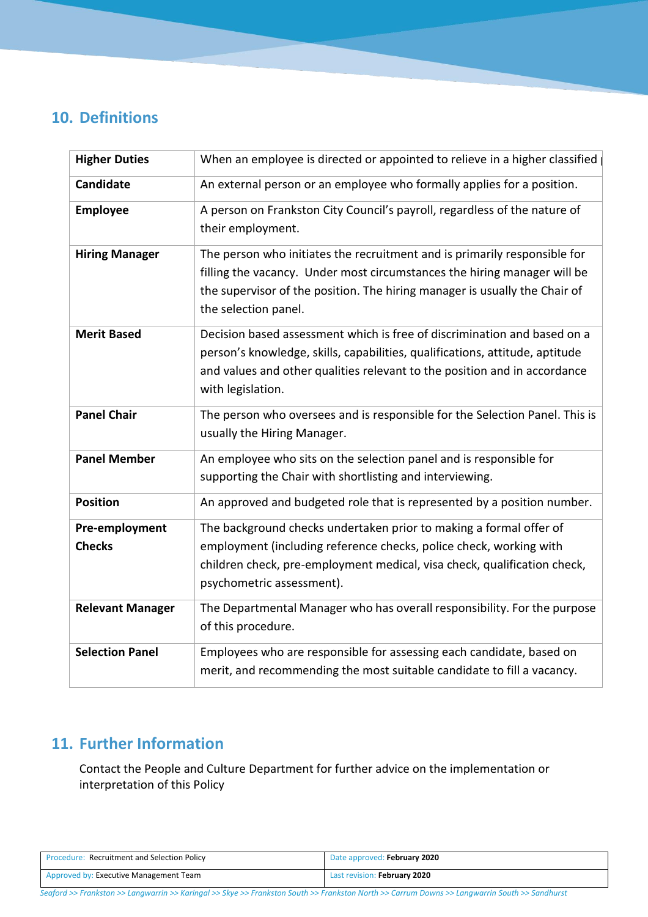## 10. Definitions

| Term | Definition |
|---|---|
| **Higher Duties** | When an employee is directed or appointed to relieve in a higher classified |
| **Candidate** | An external person or an employee who formally applies for a position. |
| **Employee** | A person on Frankston City Council's payroll, regardless of the nature of their employment. |
| **Hiring Manager** | The person who initiates the recruitment and is primarily responsible for filling the vacancy. Under most circumstances the hiring manager will be the supervisor of the position. The hiring manager is usually the Chair of the selection panel. |
| **Merit Based** | Decision based assessment which is free of discrimination and based on a person's knowledge, skills, capabilities, qualifications, attitude, aptitude and values and other qualities relevant to the position and in accordance with legislation. |
| **Panel Chair** | The person who oversees and is responsible for the Selection Panel. This is usually the Hiring Manager. |
| **Panel Member** | An employee who sits on the selection panel and is responsible for supporting the Chair with shortlisting and interviewing. |
| **Position** | An approved and budgeted role that is represented by a position number. |
| **Pre-employment Checks** | The background checks undertaken prior to making a formal offer of employment (including reference checks, police check, working with children check, pre-employment medical, visa check, qualification check, psychometric assessment). |
| **Relevant Manager** | The Departmental Manager who has overall responsibility. For the purpose of this procedure. |
| **Selection Panel** | Employees who are responsible for assessing each candidate, based on merit, and recommending the most suitable candidate to fill a vacancy. |

## 11. Further Information

Contact the People and Culture Department for further advice on the implementation or interpretation of this Policy